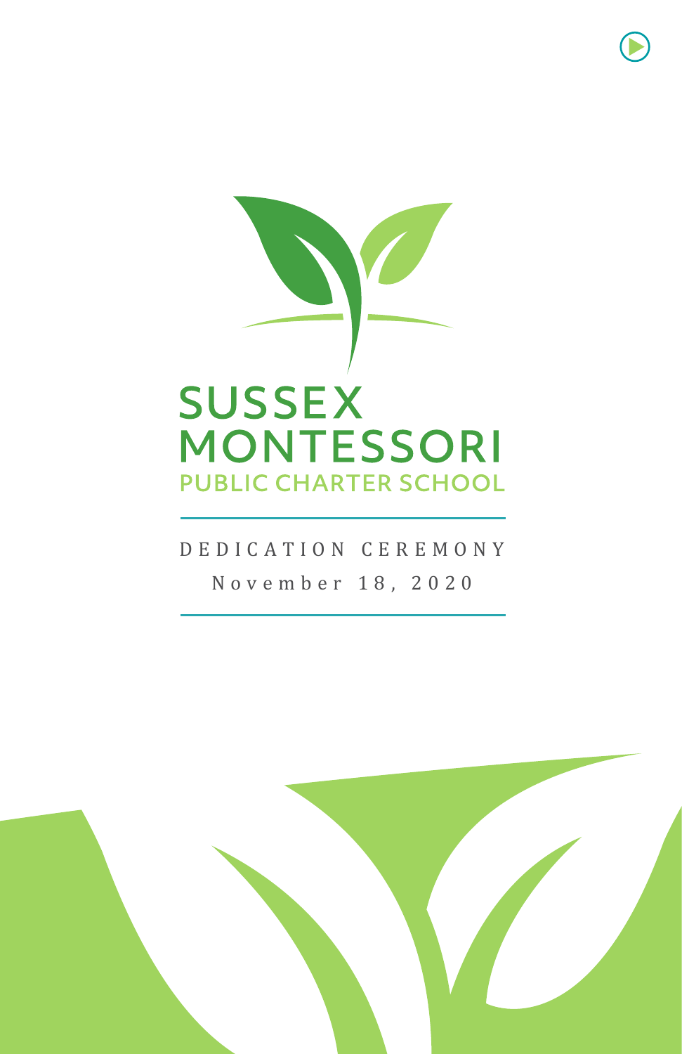# SUSSEX MONTESSORI

## PUBLIC CHARTER SCHOOL

DEDICATION CEREMONY

November 18, 2020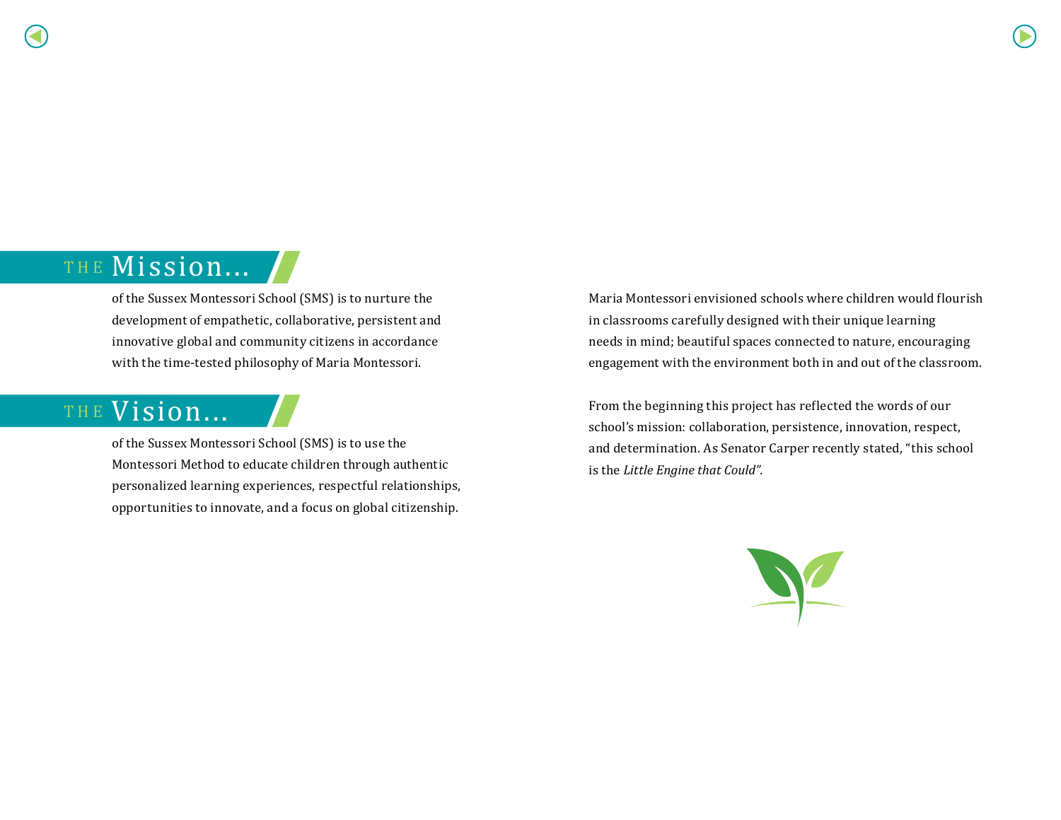## THE Mission...

of the Sussex Montessori School (SMS) is to nurture the development of empathetic, collaborative, persistent and innovative global and community citizens in accordance with the time-tested philosophy of Maria Montessori.

## THE Vision...

of the Sussex Montessori School (SMS) is to use the Montessori Method to educate children through authentic personalized learning experiences, respectful relationships, opportunities to innovate, and a focus on global citizenship.

Maria Montessori envisioned schools where children would flourish in classrooms carefully designed with their unique learning needs in mind; beautiful spaces connected to nature, encouraging engagement with the environment both in and out of the classroom.

From the beginning this project has reflected the words of our school's mission: collaboration, persistence, innovation, respect, and determination. As Senator Carper recently stated, "this school is the *Little Engine that Could".*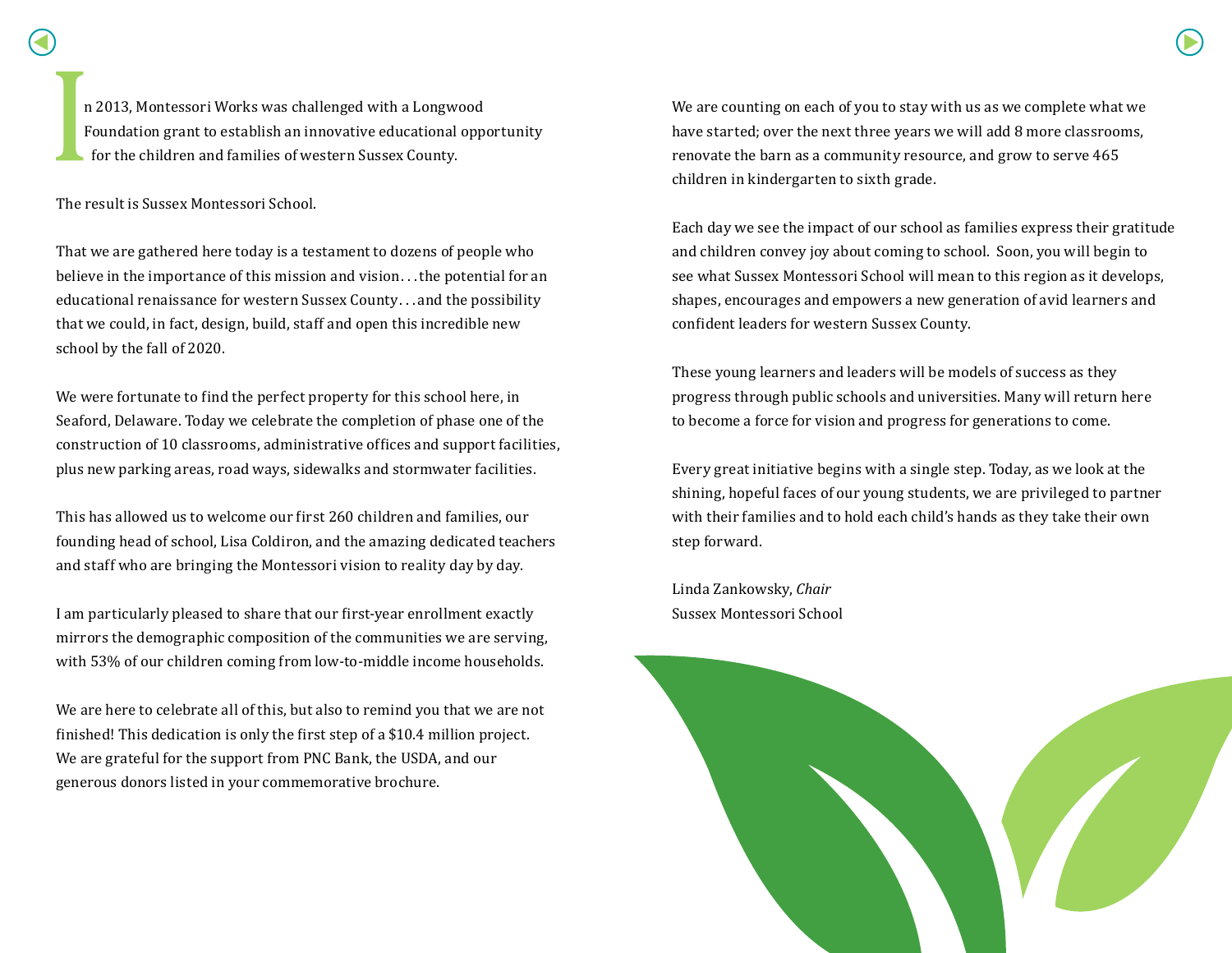In 2013, Montessori Works was challenged with a Longwood Foundation grant to establish an innovative educational opportunity for the children and families of western Sussex County.

The result is Sussex Montessori School.

That we are gathered here today is a testament to dozens of people who believe in the importance of this mission and vision. . . the potential for an educational renaissance for western Sussex County. . . and the possibility that we could, in fact, design, build, staff and open this incredible new school by the fall of 2020.

We were fortunate to find the perfect property for this school here, in Seaford, Delaware. Today we celebrate the completion of phase one of the construction of 10 classrooms, administrative offices and support facilities, plus new parking areas, road ways, sidewalks and stormwater facilities.

This has allowed us to welcome our first 260 children and families, our founding head of school, Lisa Coldiron, and the amazing dedicated teachers and staff who are bringing the Montessori vision to reality day by day.

I am particularly pleased to share that our first-year enrollment exactly mirrors the demographic composition of the communities we are serving, with 53% of our children coming from low-to-middle income households.

We are here to celebrate all of this, but also to remind you that we are not finished! This dedication is only the first step of a $10.4 million project. We are grateful for the support from PNC Bank, the USDA, and our generous donors listed in your commemorative brochure.

We are counting on each of you to stay with us as we complete what we have started; over the next three years we will add 8 more classrooms, renovate the barn as a community resource, and grow to serve 465 children in kindergarten to sixth grade.

Each day we see the impact of our school as families express their gratitude and children convey joy about coming to school. Soon, you will begin to see what Sussex Montessori School will mean to this region as it develops, shapes, encourages and empowers a new generation of avid learners and confident leaders for western Sussex County.

These young learners and leaders will be models of success as they progress through public schools and universities. Many will return here to become a force for vision and progress for generations to come.

Every great initiative begins with a single step. Today, as we look at the shining, hopeful faces of our young students, we are privileged to partner with their families and to hold each child's hands as they take their own step forward.

Linda Zankowsky, *Chair*
Sussex Montessori School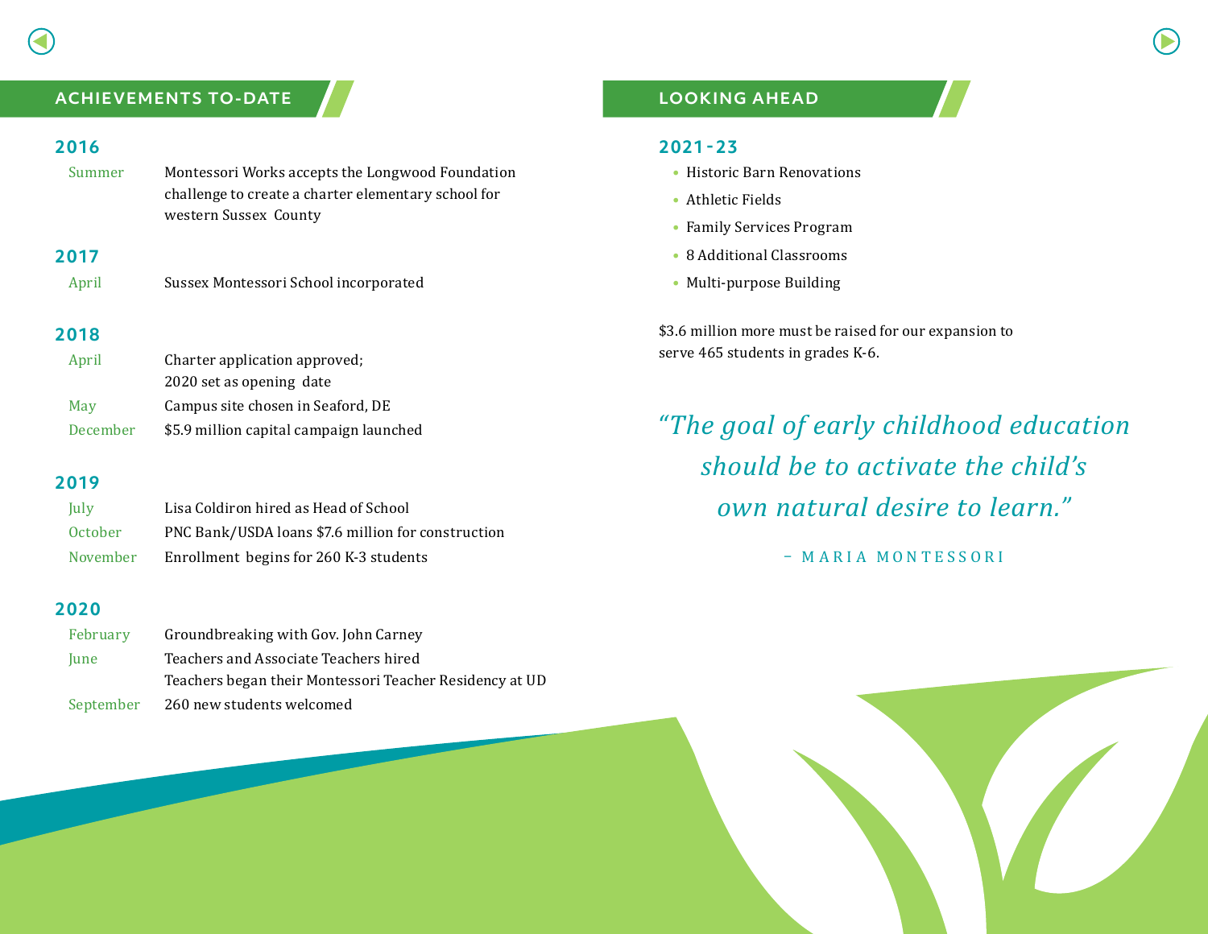## ACHIEVEMENTS TO-DATE

### 2016

| | |
|---|---|
| Summer | Montessori Works accepts the Longwood Foundation challenge to create a charter elementary school for western Sussex County |

### 2017

| | |
|---|---|
| April | Sussex Montessori School incorporated |

### 2018

| | |
|---|---|
| April | Charter application approved; 2020 set as opening date |
| May | Campus site chosen in Seaford, DE |
| December | $5.9 million capital campaign launched |

### 2019

| | |
|---|---|
| July | Lisa Coldiron hired as Head of School |
| October | PNC Bank/USDA loans $7.6 million for construction |
| November | Enrollment begins for 260 K-3 students |

### 2020

| | |
|---|---|
| February | Groundbreaking with Gov. John Carney |
| June | Teachers and Associate Teachers hired<br>Teachers began their Montessori Teacher Residency at UD |
| September | 260 new students welcomed |

## LOOKING AHEAD

### 2021-23

- Historic Barn Renovations
- Athletic Fields
- Family Services Program
- 8 Additional Classrooms
- Multi-purpose Building

$3.6 million more must be raised for our expansion to serve 465 students in grades K-6.

*“The goal of early childhood education should be to activate the child’s own natural desire to learn.”*

– MARIA MONTESSORI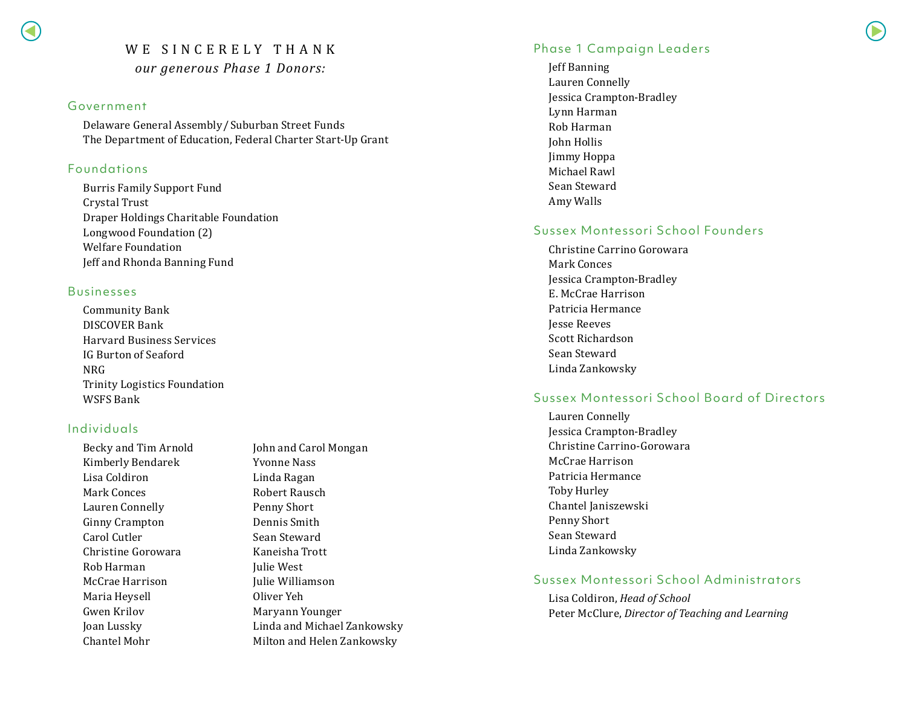# WE SINCERELY THANK

*our generous Phase 1 Donors:*

## Government

Delaware General Assembly / Suburban Street Funds
The Department of Education, Federal Charter Start-Up Grant

## Foundations

Burris Family Support Fund
Crystal Trust
Draper Holdings Charitable Foundation
Longwood Foundation (2)
Welfare Foundation
Jeff and Rhonda Banning Fund

## Businesses

Community Bank
DISCOVER Bank
Harvard Business Services
IG Burton of Seaford
NRG
Trinity Logistics Foundation
WSFS Bank

## Individuals

Becky and Tim Arnold
Kimberly Bendarek
Lisa Coldiron
Mark Conces
Lauren Connelly
Ginny Crampton
Carol Cutler
Christine Gorowara
Rob Harman
McCrae Harrison
Maria Heysell
Gwen Krilov
Joan Lussky
Chantel Mohr
John and Carol Mongan
Yvonne Nass
Linda Ragan
Robert Rausch
Penny Short
Dennis Smith
Sean Steward
Kaneisha Trott
Julie West
Julie Williamson
Oliver Yeh
Maryann Younger
Linda and Michael Zankowsky
Milton and Helen Zankowsky

## Phase 1 Campaign Leaders

Jeff Banning
Lauren Connelly
Jessica Crampton-Bradley
Lynn Harman
Rob Harman
John Hollis
Jimmy Hoppa
Michael Rawl
Sean Steward
Amy Walls

## Sussex Montessori School Founders

Christine Carrino Gorowara
Mark Conces
Jessica Crampton-Bradley
E. McCrae Harrison
Patricia Hermance
Jesse Reeves
Scott Richardson
Sean Steward
Linda Zankowsky

## Sussex Montessori School Board of Directors

Lauren Connelly
Jessica Crampton-Bradley
Christine Carrino-Gorowara
McCrae Harrison
Patricia Hermance
Toby Hurley
Chantel Janiszewski
Penny Short
Sean Steward
Linda Zankowsky

## Sussex Montessori School Administrators

Lisa Coldiron, *Head of School*
Peter McClure, *Director of Teaching and Learning*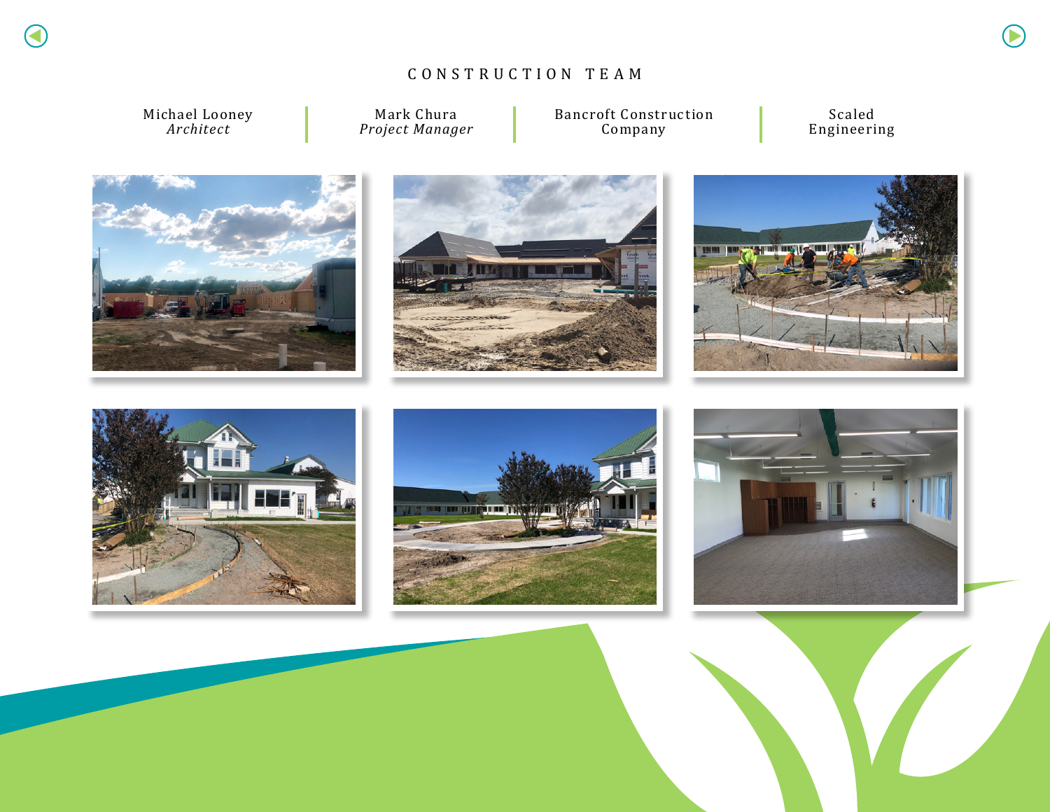# CONSTRUCTION TEAM

Michael Looney
*Architect*

Mark Chura
*Project Manager*

Bancroft Construction Company

Scaled Engineering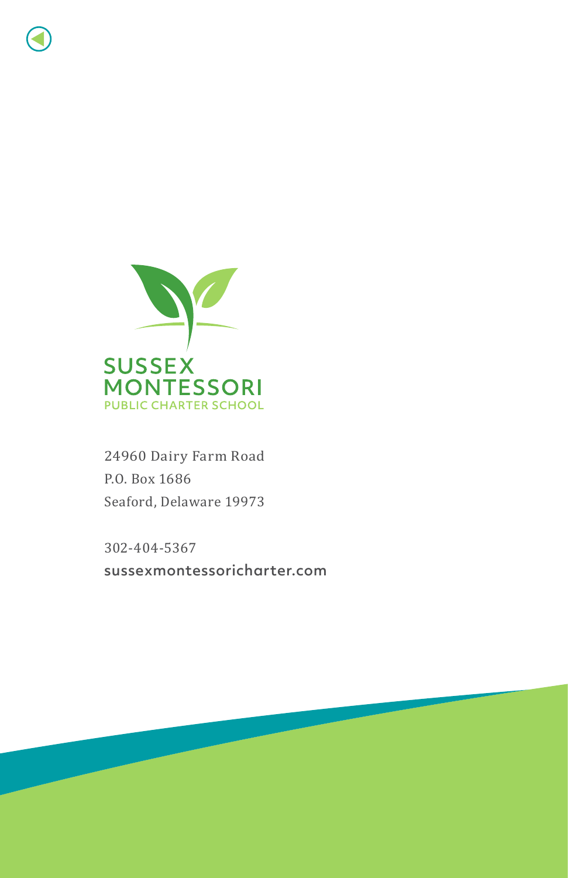SUSSEX
MONTESSORI
PUBLIC CHARTER SCHOOL

24960 Dairy Farm Road
P.O. Box 1686
Seaford, Delaware 19973

302-404-5367
sussexmontessoricharter.com